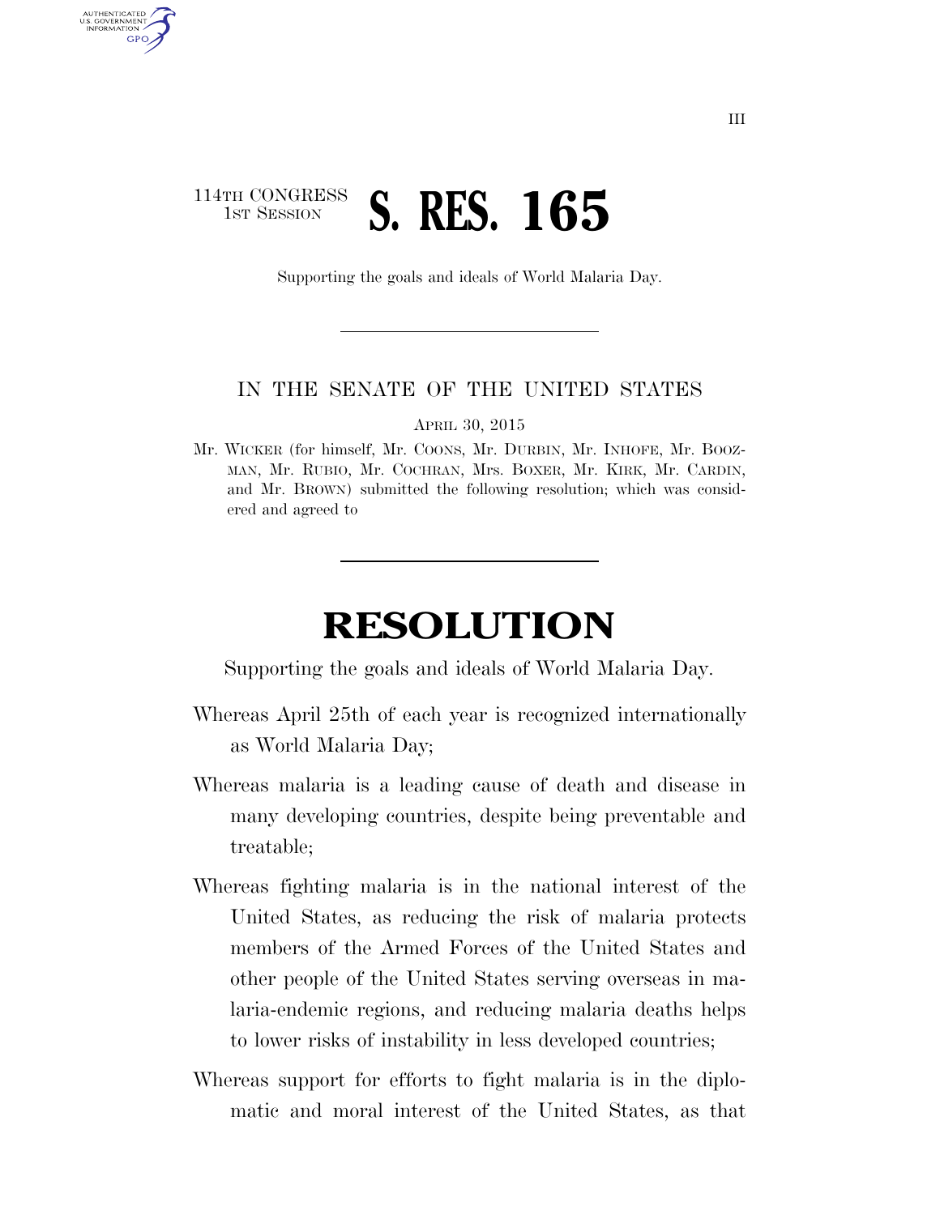114TH CONGRESS
1ST SESSION

# S. RES. 165

Supporting the goals and ideals of World Malaria Day.

---

IN THE SENATE OF THE UNITED STATES

APRIL 30, 2015

Mr. WICKER (for himself, Mr. COONS, Mr. DURBIN, Mr. INHOFE, Mr. BOOZMAN, Mr. RUBIO, Mr. COCHRAN, Mrs. BOXER, Mr. KIRK, Mr. CARDIN, and Mr. BROWN) submitted the following resolution; which was considered and agreed to

---

# RESOLUTION

Supporting the goals and ideals of World Malaria Day.

Whereas April 25th of each year is recognized internationally as World Malaria Day;

Whereas malaria is a leading cause of death and disease in many developing countries, despite being preventable and treatable;

Whereas fighting malaria is in the national interest of the United States, as reducing the risk of malaria protects members of the Armed Forces of the United States and other people of the United States serving overseas in malaria-endemic regions, and reducing malaria deaths helps to lower risks of instability in less developed countries;

Whereas support for efforts to fight malaria is in the diplomatic and moral interest of the United States, as that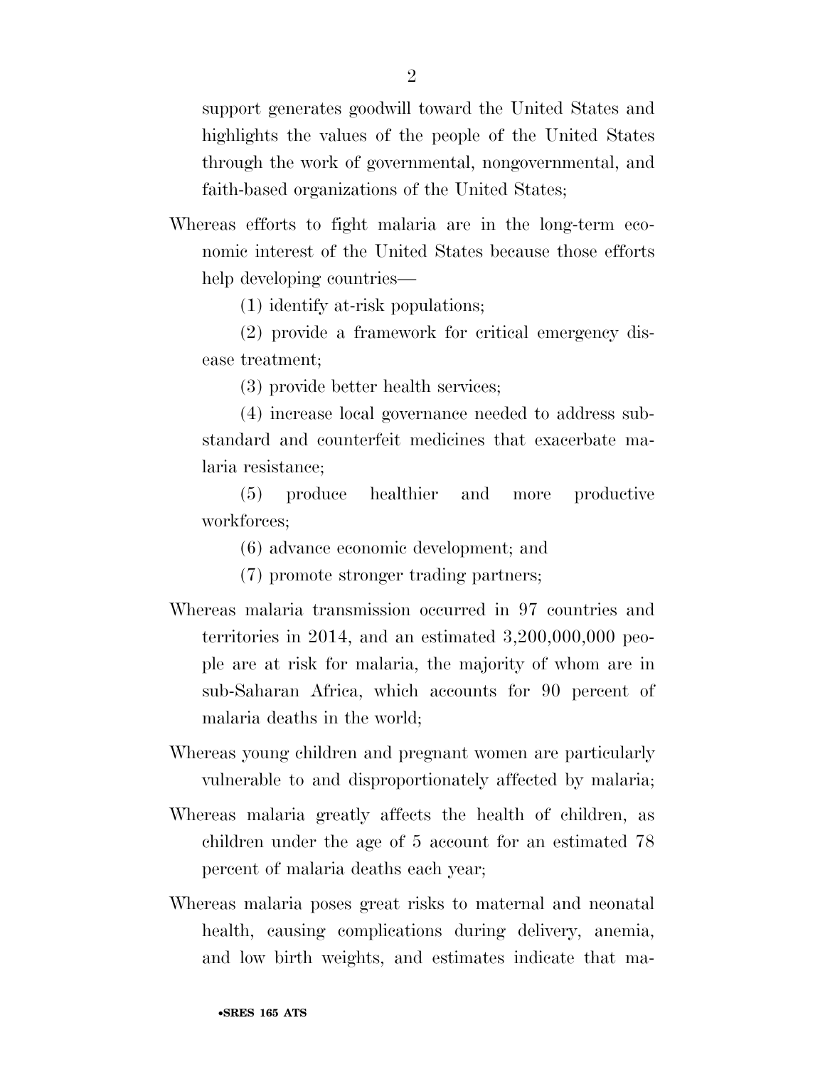support generates goodwill toward the United States and highlights the values of the people of the United States through the work of governmental, nongovernmental, and faith-based organizations of the United States;

Whereas efforts to fight malaria are in the long-term economic interest of the United States because those efforts help developing countries—

(1) identify at-risk populations;

(2) provide a framework for critical emergency disease treatment;

(3) provide better health services;

(4) increase local governance needed to address substandard and counterfeit medicines that exacerbate malaria resistance;

(5) produce healthier and more productive workforces;

(6) advance economic development; and

(7) promote stronger trading partners;

Whereas malaria transmission occurred in 97 countries and territories in 2014, and an estimated 3,200,000,000 people are at risk for malaria, the majority of whom are in sub-Saharan Africa, which accounts for 90 percent of malaria deaths in the world;

Whereas young children and pregnant women are particularly vulnerable to and disproportionately affected by malaria;

Whereas malaria greatly affects the health of children, as children under the age of 5 account for an estimated 78 percent of malaria deaths each year;

Whereas malaria poses great risks to maternal and neonatal health, causing complications during delivery, anemia, and low birth weights, and estimates indicate that ma-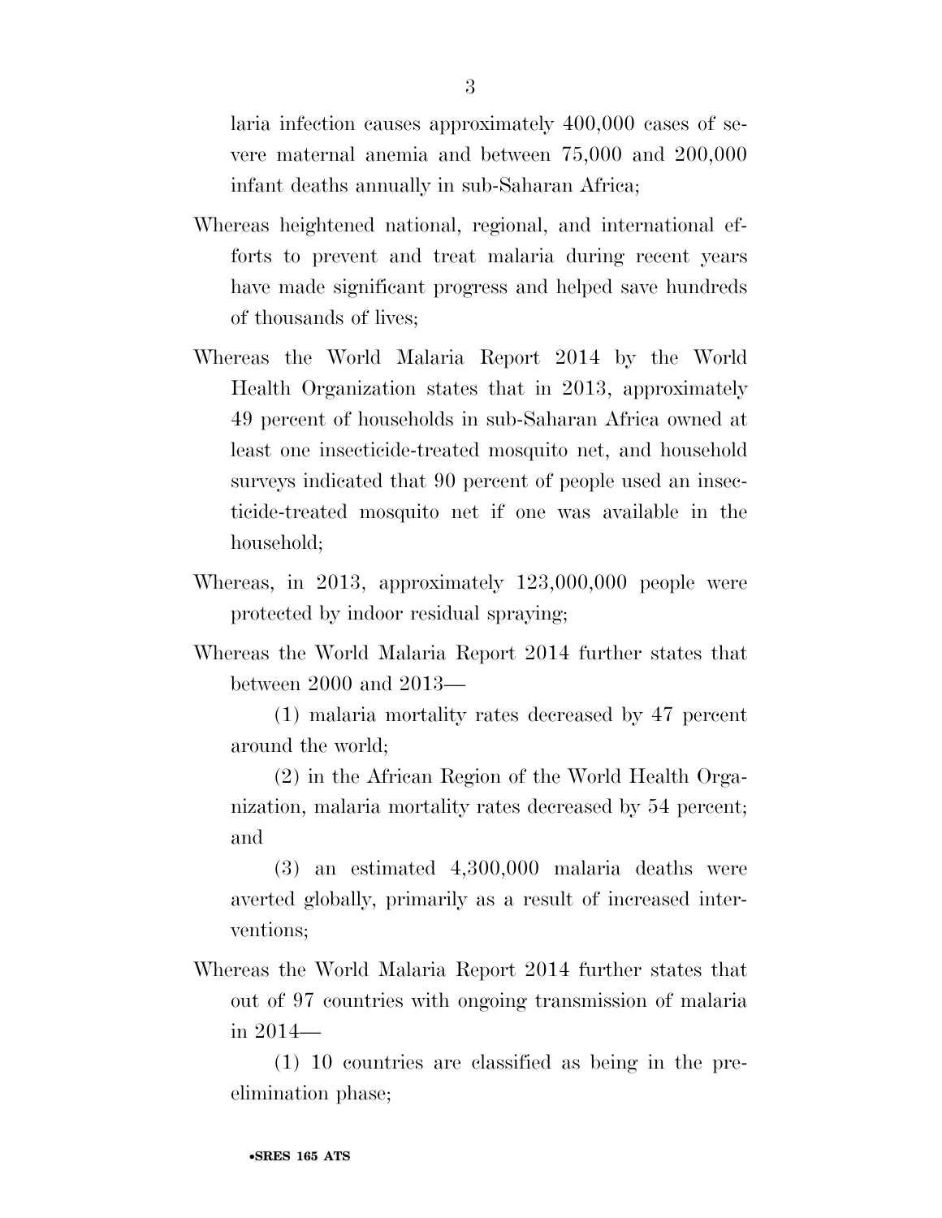laria infection causes approximately 400,000 cases of severe maternal anemia and between 75,000 and 200,000 infant deaths annually in sub-Saharan Africa;

Whereas heightened national, regional, and international efforts to prevent and treat malaria during recent years have made significant progress and helped save hundreds of thousands of lives;

Whereas the World Malaria Report 2014 by the World Health Organization states that in 2013, approximately 49 percent of households in sub-Saharan Africa owned at least one insecticide-treated mosquito net, and household surveys indicated that 90 percent of people used an insecticide-treated mosquito net if one was available in the household;

Whereas, in 2013, approximately 123,000,000 people were protected by indoor residual spraying;

Whereas the World Malaria Report 2014 further states that between 2000 and 2013—

(1) malaria mortality rates decreased by 47 percent around the world;

(2) in the African Region of the World Health Organization, malaria mortality rates decreased by 54 percent; and

(3) an estimated 4,300,000 malaria deaths were averted globally, primarily as a result of increased interventions;

Whereas the World Malaria Report 2014 further states that out of 97 countries with ongoing transmission of malaria in 2014—

(1) 10 countries are classified as being in the pre-elimination phase;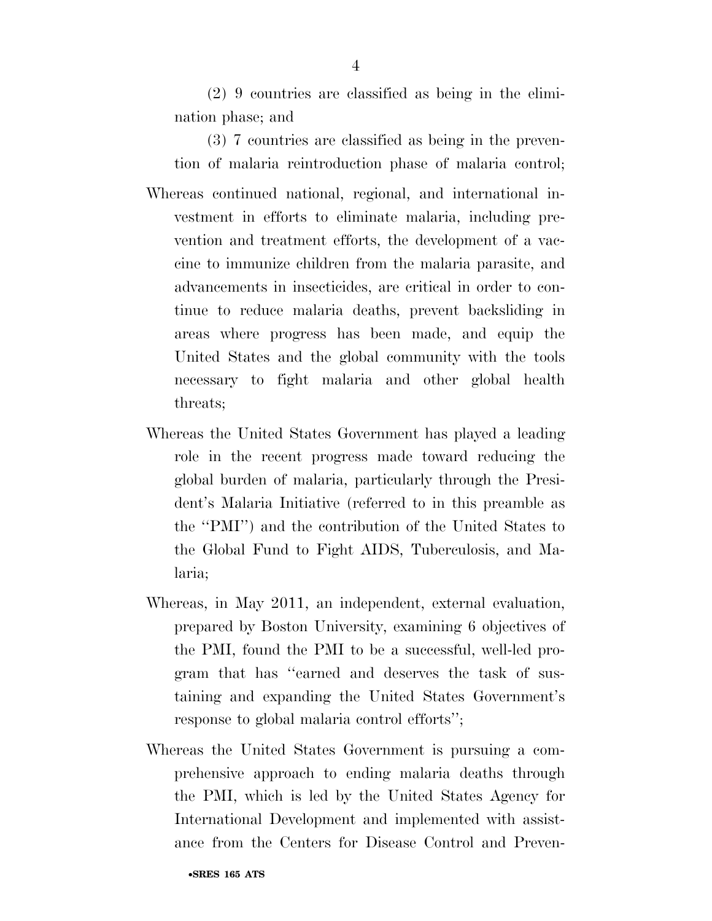(2) 9 countries are classified as being in the elimination phase; and

(3) 7 countries are classified as being in the prevention of malaria reintroduction phase of malaria control;

Whereas continued national, regional, and international investment in efforts to eliminate malaria, including prevention and treatment efforts, the development of a vaccine to immunize children from the malaria parasite, and advancements in insecticides, are critical in order to continue to reduce malaria deaths, prevent backsliding in areas where progress has been made, and equip the United States and the global community with the tools necessary to fight malaria and other global health threats;

Whereas the United States Government has played a leading role in the recent progress made toward reducing the global burden of malaria, particularly through the President's Malaria Initiative (referred to in this preamble as the "PMI") and the contribution of the United States to the Global Fund to Fight AIDS, Tuberculosis, and Malaria;

Whereas, in May 2011, an independent, external evaluation, prepared by Boston University, examining 6 objectives of the PMI, found the PMI to be a successful, well-led program that has "earned and deserves the task of sustaining and expanding the United States Government's response to global malaria control efforts";

Whereas the United States Government is pursuing a comprehensive approach to ending malaria deaths through the PMI, which is led by the United States Agency for International Development and implemented with assistance from the Centers for Disease Control and Preven-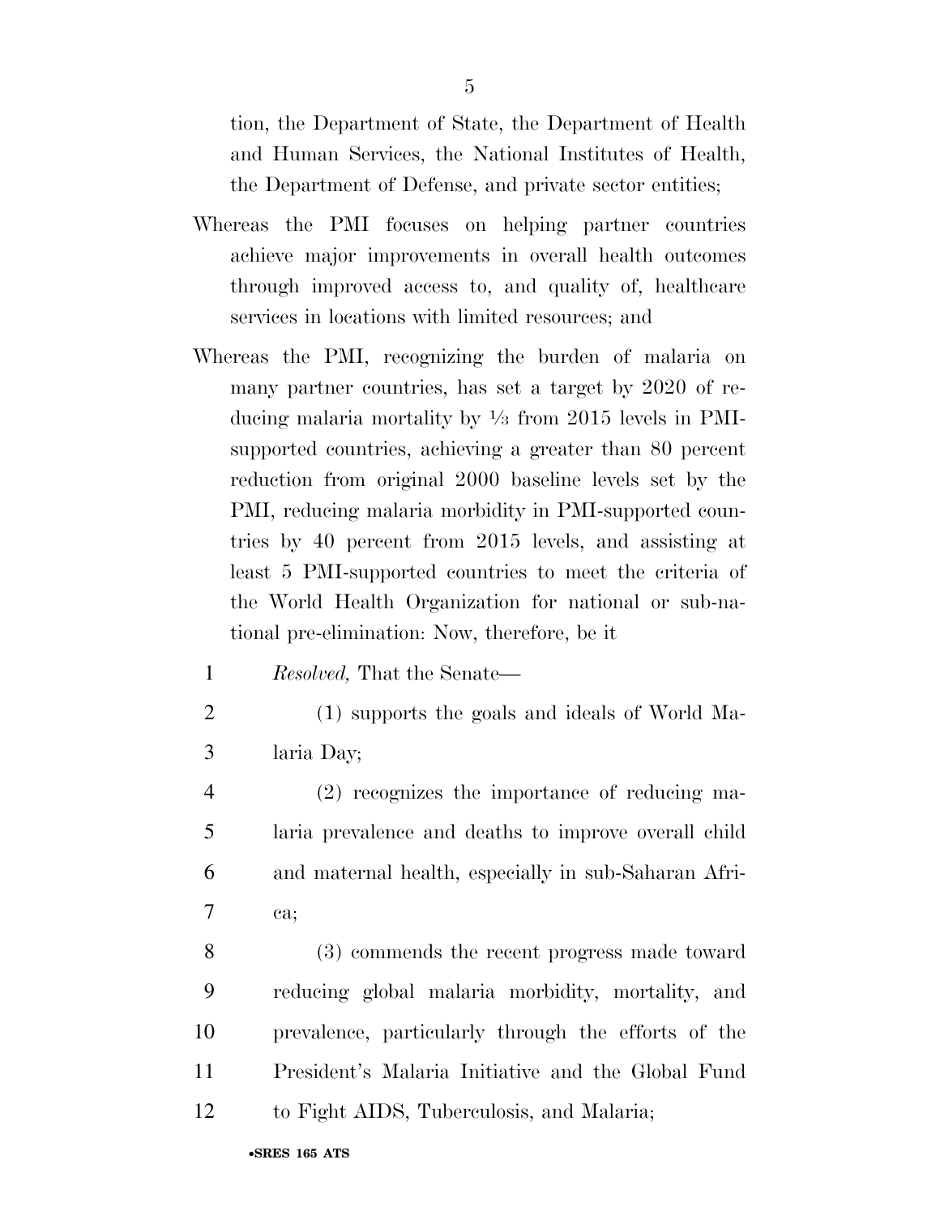tion, the Department of State, the Department of Health and Human Services, the National Institutes of Health, the Department of Defense, and private sector entities;

Whereas the PMI focuses on helping partner countries achieve major improvements in overall health outcomes through improved access to, and quality of, healthcare services in locations with limited resources; and

Whereas the PMI, recognizing the burden of malaria on many partner countries, has set a target by 2020 of reducing malaria mortality by ⅓ from 2015 levels in PMI-supported countries, achieving a greater than 80 percent reduction from original 2000 baseline levels set by the PMI, reducing malaria morbidity in PMI-supported countries by 40 percent from 2015 levels, and assisting at least 5 PMI-supported countries to meet the criteria of the World Health Organization for national or sub-national pre-elimination: Now, therefore, be it

*Resolved,* That the Senate—

(1) supports the goals and ideals of World Malaria Day;

(2) recognizes the importance of reducing malaria prevalence and deaths to improve overall child and maternal health, especially in sub-Saharan Africa;

(3) commends the recent progress made toward reducing global malaria morbidity, mortality, and prevalence, particularly through the efforts of the President's Malaria Initiative and the Global Fund to Fight AIDS, Tuberculosis, and Malaria;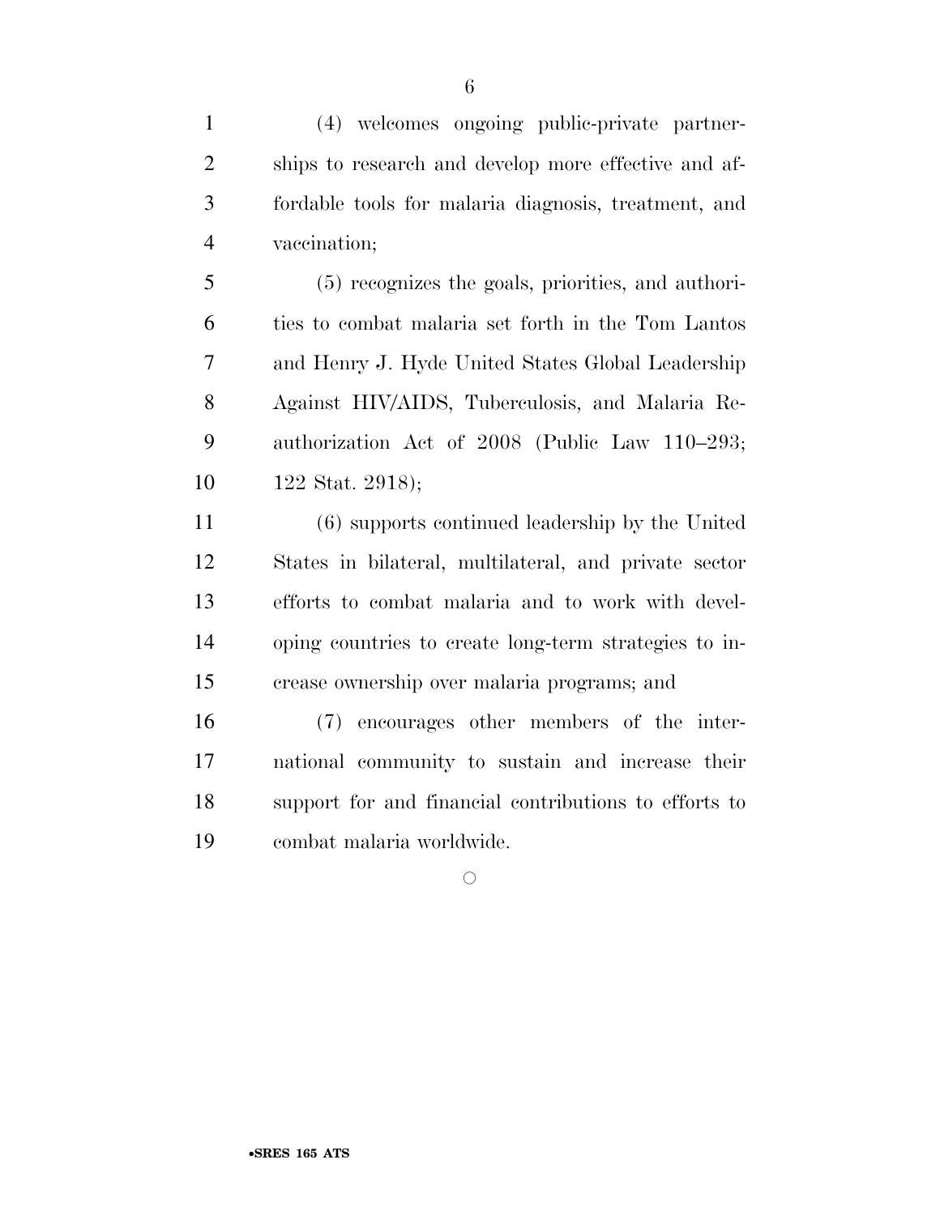(4) welcomes ongoing public-private partnerships to research and develop more effective and affordable tools for malaria diagnosis, treatment, and vaccination;

(5) recognizes the goals, priorities, and authorities to combat malaria set forth in the Tom Lantos and Henry J. Hyde United States Global Leadership Against HIV/AIDS, Tuberculosis, and Malaria Reauthorization Act of 2008 (Public Law 110–293; 122 Stat. 2918);

(6) supports continued leadership by the United States in bilateral, multilateral, and private sector efforts to combat malaria and to work with developing countries to create long-term strategies to increase ownership over malaria programs; and

(7) encourages other members of the international community to sustain and increase their support for and financial contributions to efforts to combat malaria worldwide.

○